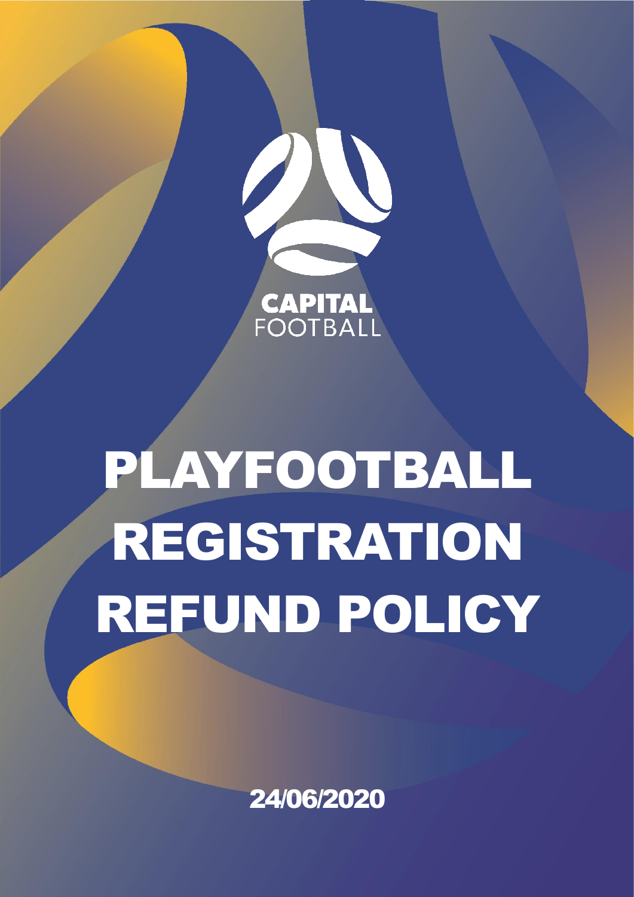CAPITAL FOOTBALL

# PLAYFOOTBALL REGISTRATION REFUND POLICY

24/06/2020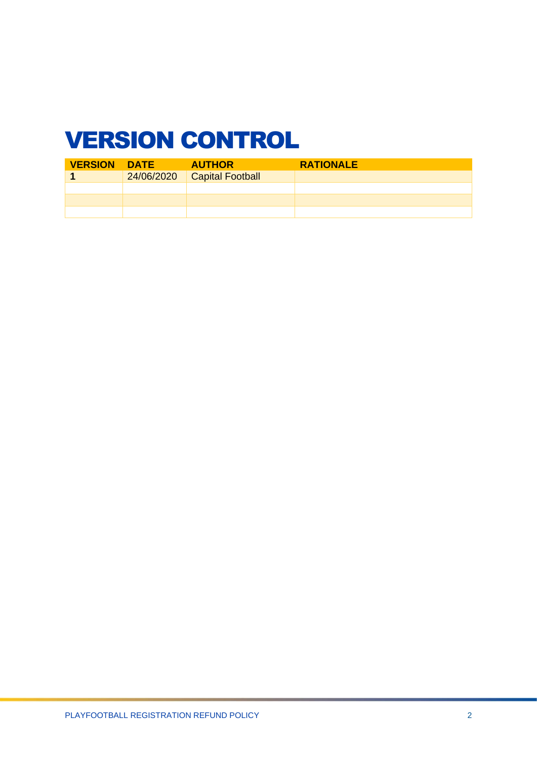# VERSION CONTROL

| VERSION | DATE | AUTHOR | RATIONALE |
|---|---|---|---|
| **1** | 24/06/2020 | Capital Football | |
| | | | |
| | | | |
| | | | |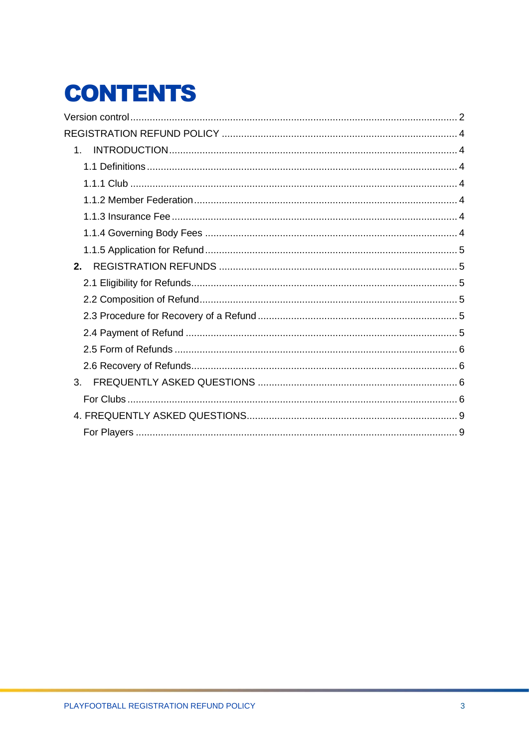# CONTENTS

Version control .................................................................................................................... 2

REGISTRATION REFUND POLICY .................................................................................... 4

1. INTRODUCTION ....................................................................................................... 4
   - 1.1 Definitions .............................................................................................................. 4
   - 1.1.1 Club .................................................................................................................... 4
   - 1.1.2 Member Federation .............................................................................................. 4
   - 1.1.3 Insurance Fee ...................................................................................................... 4
   - 1.1.4 Governing Body Fees .......................................................................................... 4
   - 1.1.5 Application for Refund .......................................................................................... 5
2. **REGISTRATION REFUNDS** ..................................................................................... 5
   - 2.1 Eligibility for Refunds ............................................................................................... 5
   - 2.2 Composition of Refund ............................................................................................ 5
   - 2.3 Procedure for Recovery of a Refund ....................................................................... 5
   - 2.4 Payment of Refund ................................................................................................. 5
   - 2.5 Form of Refunds ..................................................................................................... 6
   - 2.6 Recovery of Refunds ............................................................................................... 6
3. FREQUENTLY ASKED QUESTIONS ....................................................................... 6
   - For Clubs ..................................................................................................................... 6
4. FREQUENTLY ASKED QUESTIONS ........................................................................... 9
   - For Players .................................................................................................................. 9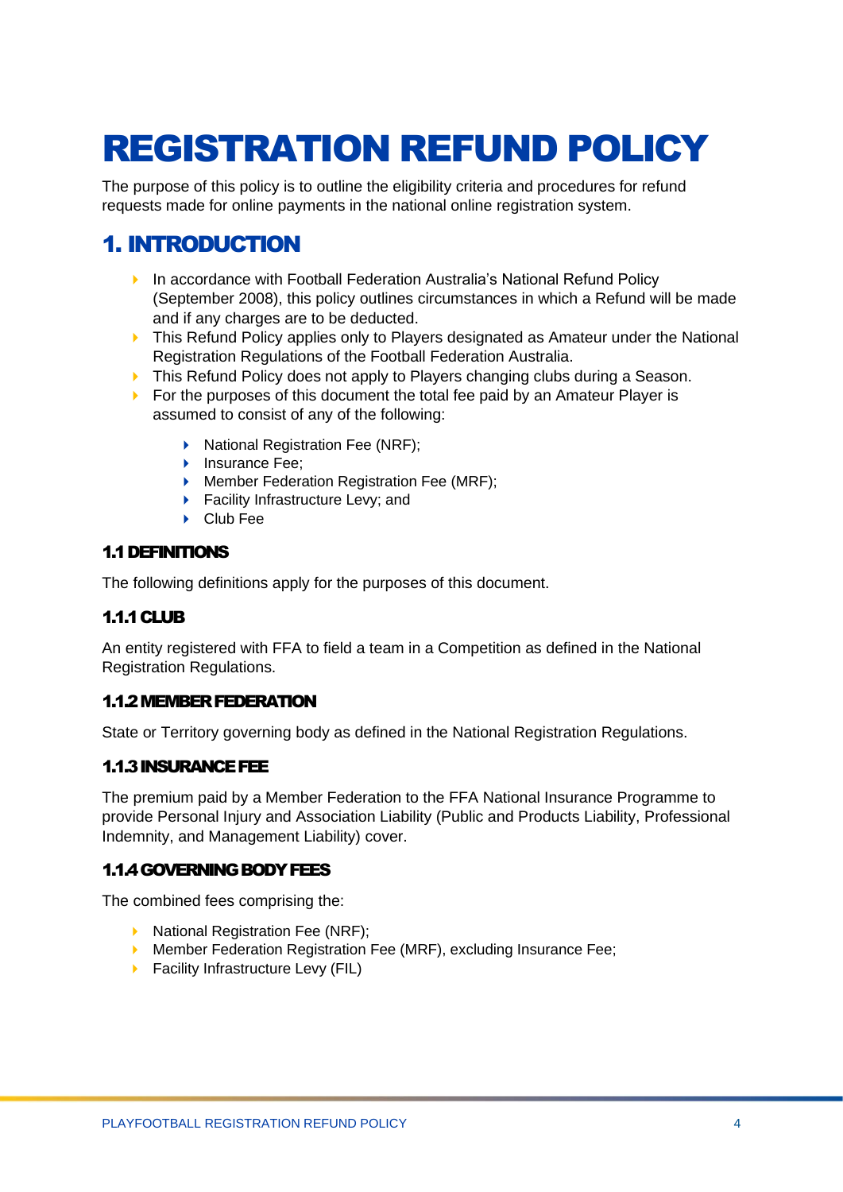# REGISTRATION REFUND POLICY

The purpose of this policy is to outline the eligibility criteria and procedures for refund requests made for online payments in the national online registration system.

## 1. INTRODUCTION

- In accordance with Football Federation Australia's National Refund Policy (September 2008), this policy outlines circumstances in which a Refund will be made and if any charges are to be deducted.
- This Refund Policy applies only to Players designated as Amateur under the National Registration Regulations of the Football Federation Australia.
- This Refund Policy does not apply to Players changing clubs during a Season.
- For the purposes of this document the total fee paid by an Amateur Player is assumed to consist of any of the following:
    - National Registration Fee (NRF);
    - Insurance Fee;
    - Member Federation Registration Fee (MRF);
    - Facility Infrastructure Levy; and
    - Club Fee

### 1.1 DEFINITIONS

The following definitions apply for the purposes of this document.

### 1.1.1 CLUB

An entity registered with FFA to field a team in a Competition as defined in the National Registration Regulations.

### 1.1.2 MEMBER FEDERATION

State or Territory governing body as defined in the National Registration Regulations.

### 1.1.3 INSURANCE FEE

The premium paid by a Member Federation to the FFA National Insurance Programme to provide Personal Injury and Association Liability (Public and Products Liability, Professional Indemnity, and Management Liability) cover.

### 1.1.4 GOVERNING BODY FEES

The combined fees comprising the:

- National Registration Fee (NRF);
- Member Federation Registration Fee (MRF), excluding Insurance Fee;
- Facility Infrastructure Levy (FIL)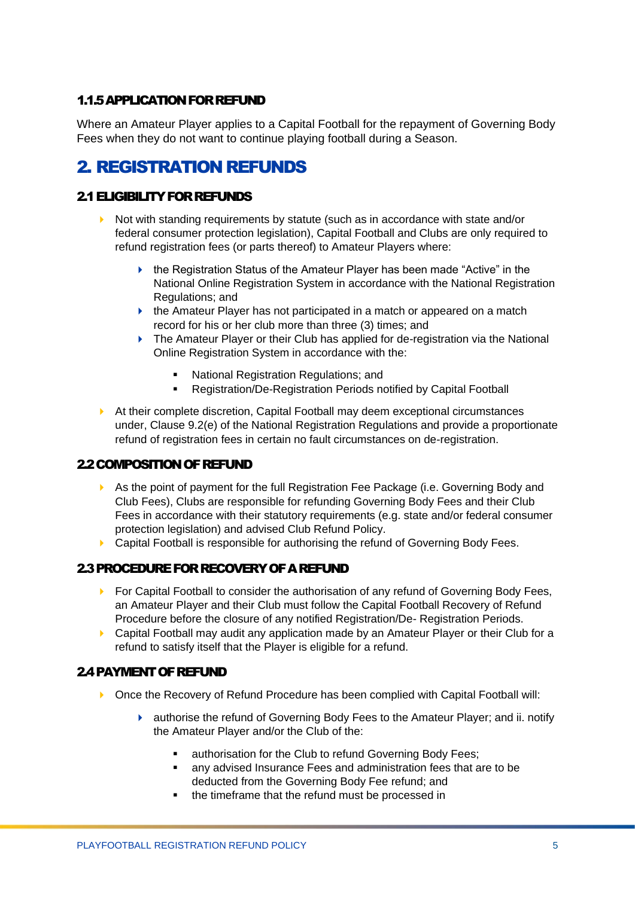#### 1.1.5 APPLICATION FOR REFUND

Where an Amateur Player applies to a Capital Football for the repayment of Governing Body Fees when they do not want to continue playing football during a Season.

## 2. REGISTRATION REFUNDS

### 2.1 ELIGIBILITY FOR REFUNDS

- Not with standing requirements by statute (such as in accordance with state and/or federal consumer protection legislation), Capital Football and Clubs are only required to refund registration fees (or parts thereof) to Amateur Players where:
  - the Registration Status of the Amateur Player has been made "Active" in the National Online Registration System in accordance with the National Registration Regulations; and
  - the Amateur Player has not participated in a match or appeared on a match record for his or her club more than three (3) times; and
  - The Amateur Player or their Club has applied for de-registration via the National Online Registration System in accordance with the:
    - National Registration Regulations; and
    - Registration/De-Registration Periods notified by Capital Football
- At their complete discretion, Capital Football may deem exceptional circumstances under, Clause 9.2(e) of the National Registration Regulations and provide a proportionate refund of registration fees in certain no fault circumstances on de-registration.

### 2.2 COMPOSITION OF REFUND

- As the point of payment for the full Registration Fee Package (i.e. Governing Body and Club Fees), Clubs are responsible for refunding Governing Body Fees and their Club Fees in accordance with their statutory requirements (e.g. state and/or federal consumer protection legislation) and advised Club Refund Policy.
- Capital Football is responsible for authorising the refund of Governing Body Fees.

### 2.3 PROCEDURE FOR RECOVERY OF A REFUND

- For Capital Football to consider the authorisation of any refund of Governing Body Fees, an Amateur Player and their Club must follow the Capital Football Recovery of Refund Procedure before the closure of any notified Registration/De- Registration Periods.
- Capital Football may audit any application made by an Amateur Player or their Club for a refund to satisfy itself that the Player is eligible for a refund.

### 2.4 PAYMENT OF REFUND

- Once the Recovery of Refund Procedure has been complied with Capital Football will:
  - authorise the refund of Governing Body Fees to the Amateur Player; and ii. notify the Amateur Player and/or the Club of the:
    - authorisation for the Club to refund Governing Body Fees;
    - any advised Insurance Fees and administration fees that are to be deducted from the Governing Body Fee refund; and
    - the timeframe that the refund must be processed in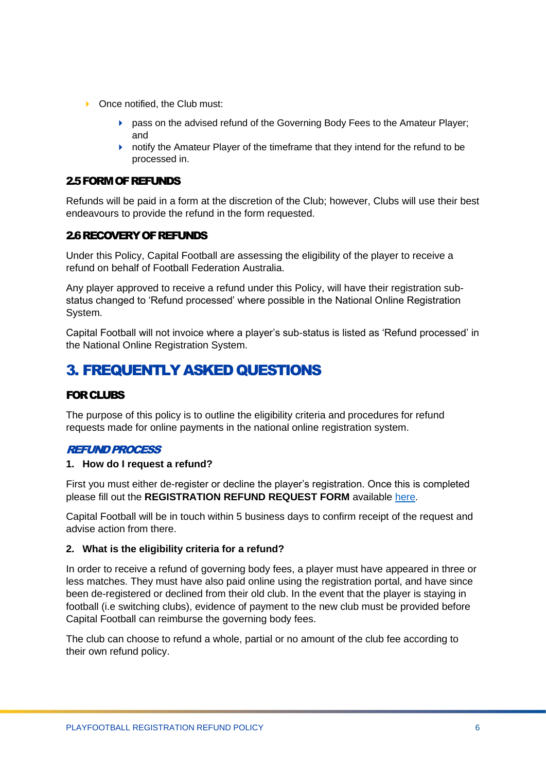- Once notified, the Club must:
    - pass on the advised refund of the Governing Body Fees to the Amateur Player; and
    - notify the Amateur Player of the timeframe that they intend for the refund to be processed in.

### 2.5 FORM OF REFUNDS

Refunds will be paid in a form at the discretion of the Club; however, Clubs will use their best endeavours to provide the refund in the form requested.

### 2.6 RECOVERY OF REFUNDS

Under this Policy, Capital Football are assessing the eligibility of the player to receive a refund on behalf of Football Federation Australia.

Any player approved to receive a refund under this Policy, will have their registration sub-status changed to 'Refund processed' where possible in the National Online Registration System.

Capital Football will not invoice where a player's sub-status is listed as 'Refund processed' in the National Online Registration System.

## 3. FREQUENTLY ASKED QUESTIONS

### FOR CLUBS

The purpose of this policy is to outline the eligibility criteria and procedures for refund requests made for online payments in the national online registration system.

#### *REFUND PROCESS*

**1. How do I request a refund?**

First you must either de-register or decline the player's registration. Once this is completed please fill out the **REGISTRATION REFUND REQUEST FORM** available [here](#).

Capital Football will be in touch within 5 business days to confirm receipt of the request and advise action from there.

**2. What is the eligibility criteria for a refund?**

In order to receive a refund of governing body fees, a player must have appeared in three or less matches. They must have also paid online using the registration portal, and have since been de-registered or declined from their old club. In the event that the player is staying in football (i.e switching clubs), evidence of payment to the new club must be provided before Capital Football can reimburse the governing body fees.

The club can choose to refund a whole, partial or no amount of the club fee according to their own refund policy.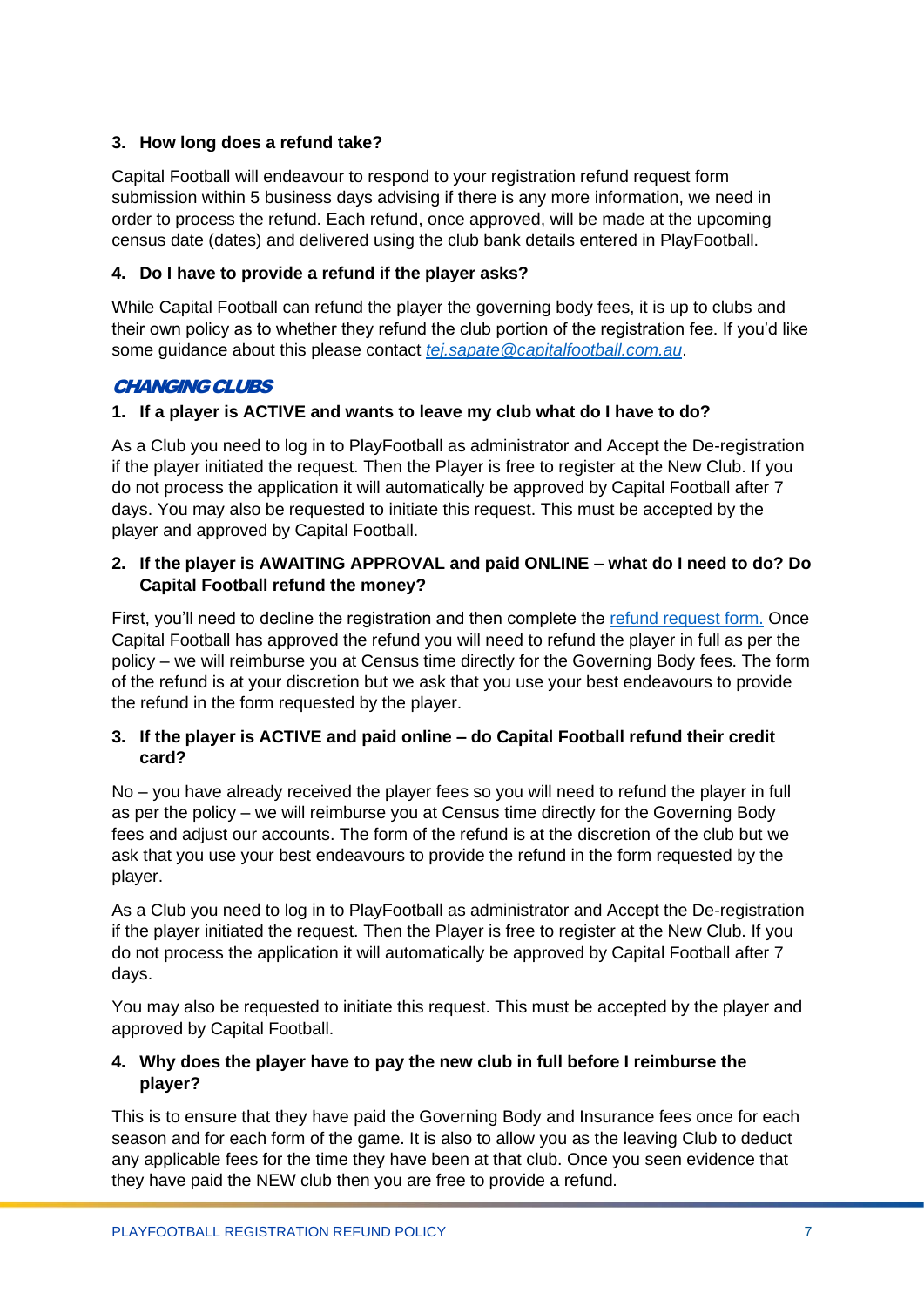### 3. How long does a refund take?

Capital Football will endeavour to respond to your registration refund request form submission within 5 business days advising if there is any more information, we need in order to process the refund. Each refund, once approved, will be made at the upcoming census date (dates) and delivered using the club bank details entered in PlayFootball.

### 4. Do I have to provide a refund if the player asks?

While Capital Football can refund the player the governing body fees, it is up to clubs and their own policy as to whether they refund the club portion of the registration fee. If you'd like some guidance about this please contact *tej.sapate@capitalfootball.com.au*.

## CHANGING CLUBS

### 1. If a player is ACTIVE and wants to leave my club what do I have to do?

As a Club you need to log in to PlayFootball as administrator and Accept the De-registration if the player initiated the request. Then the Player is free to register at the New Club. If you do not process the application it will automatically be approved by Capital Football after 7 days. You may also be requested to initiate this request. This must be accepted by the player and approved by Capital Football.

### 2. If the player is AWAITING APPROVAL and paid ONLINE – what do I need to do? Do Capital Football refund the money?

First, you'll need to decline the registration and then complete the refund request form. Once Capital Football has approved the refund you will need to refund the player in full as per the policy – we will reimburse you at Census time directly for the Governing Body fees. The form of the refund is at your discretion but we ask that you use your best endeavours to provide the refund in the form requested by the player.

### 3. If the player is ACTIVE and paid online – do Capital Football refund their credit card?

No – you have already received the player fees so you will need to refund the player in full as per the policy – we will reimburse you at Census time directly for the Governing Body fees and adjust our accounts. The form of the refund is at the discretion of the club but we ask that you use your best endeavours to provide the refund in the form requested by the player.

As a Club you need to log in to PlayFootball as administrator and Accept the De-registration if the player initiated the request. Then the Player is free to register at the New Club. If you do not process the application it will automatically be approved by Capital Football after 7 days.

You may also be requested to initiate this request. This must be accepted by the player and approved by Capital Football.

### 4. Why does the player have to pay the new club in full before I reimburse the player?

This is to ensure that they have paid the Governing Body and Insurance fees once for each season and for each form of the game. It is also to allow you as the leaving Club to deduct any applicable fees for the time they have been at that club. Once you seen evidence that they have paid the NEW club then you are free to provide a refund.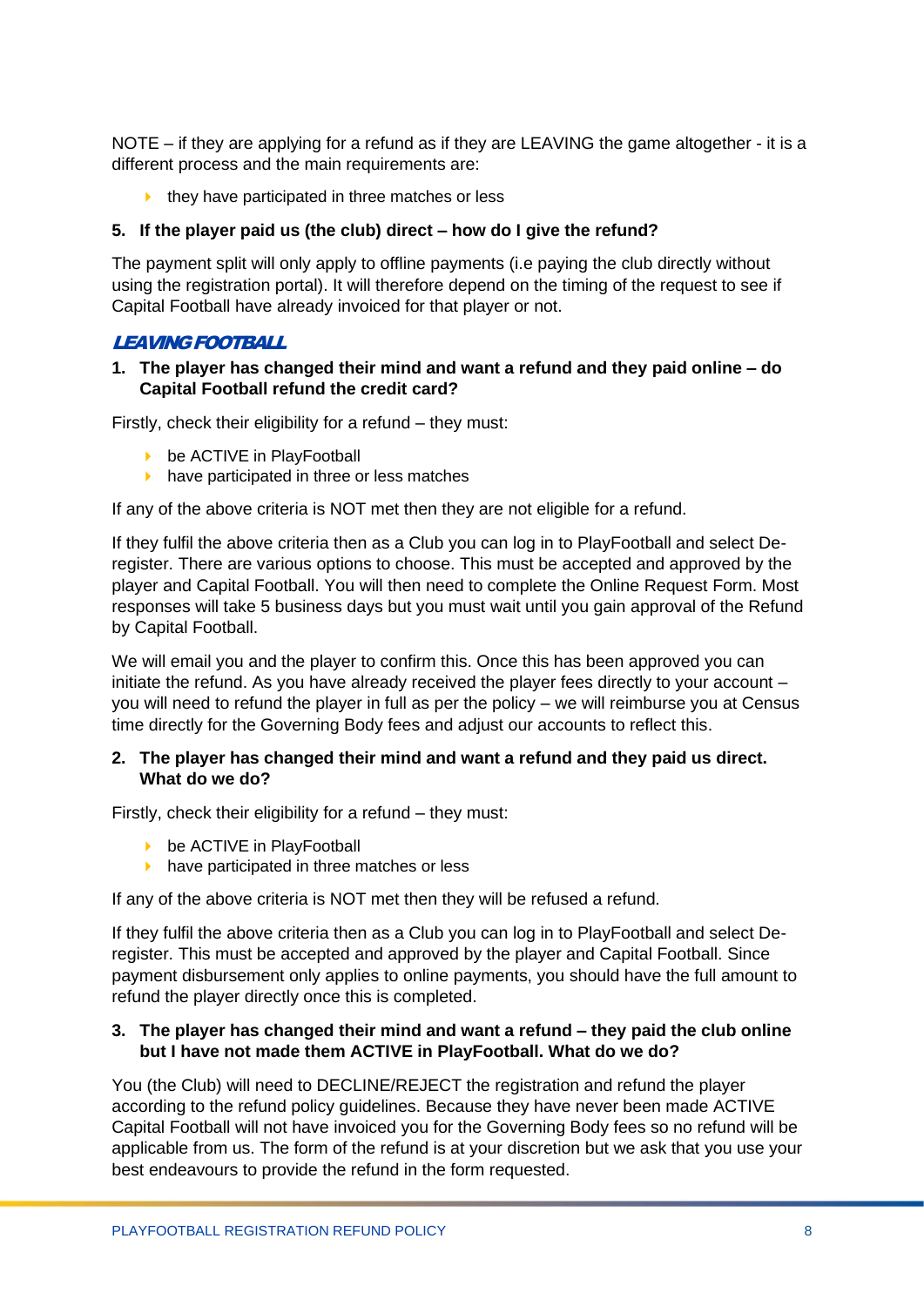NOTE – if they are applying for a refund as if they are LEAVING the game altogether - it is a different process and the main requirements are:

- they have participated in three matches or less

**5. If the player paid us (the club) direct – how do I give the refund?**

The payment split will only apply to offline payments (i.e paying the club directly without using the registration portal). It will therefore depend on the timing of the request to see if Capital Football have already invoiced for that player or not.

## *LEAVING FOOTBALL*

**1. The player has changed their mind and want a refund and they paid online – do Capital Football refund the credit card?**

Firstly, check their eligibility for a refund – they must:

- be ACTIVE in PlayFootball
- have participated in three or less matches

If any of the above criteria is NOT met then they are not eligible for a refund.

If they fulfil the above criteria then as a Club you can log in to PlayFootball and select De-register. There are various options to choose. This must be accepted and approved by the player and Capital Football. You will then need to complete the Online Request Form. Most responses will take 5 business days but you must wait until you gain approval of the Refund by Capital Football.

We will email you and the player to confirm this. Once this has been approved you can initiate the refund. As you have already received the player fees directly to your account – you will need to refund the player in full as per the policy – we will reimburse you at Census time directly for the Governing Body fees and adjust our accounts to reflect this.

**2. The player has changed their mind and want a refund and they paid us direct. What do we do?**

Firstly, check their eligibility for a refund – they must:

- be ACTIVE in PlayFootball
- have participated in three matches or less

If any of the above criteria is NOT met then they will be refused a refund.

If they fulfil the above criteria then as a Club you can log in to PlayFootball and select De-register. This must be accepted and approved by the player and Capital Football. Since payment disbursement only applies to online payments, you should have the full amount to refund the player directly once this is completed.

**3. The player has changed their mind and want a refund – they paid the club online but I have not made them ACTIVE in PlayFootball. What do we do?**

You (the Club) will need to DECLINE/REJECT the registration and refund the player according to the refund policy guidelines. Because they have never been made ACTIVE Capital Football will not have invoiced you for the Governing Body fees so no refund will be applicable from us. The form of the refund is at your discretion but we ask that you use your best endeavours to provide the refund in the form requested.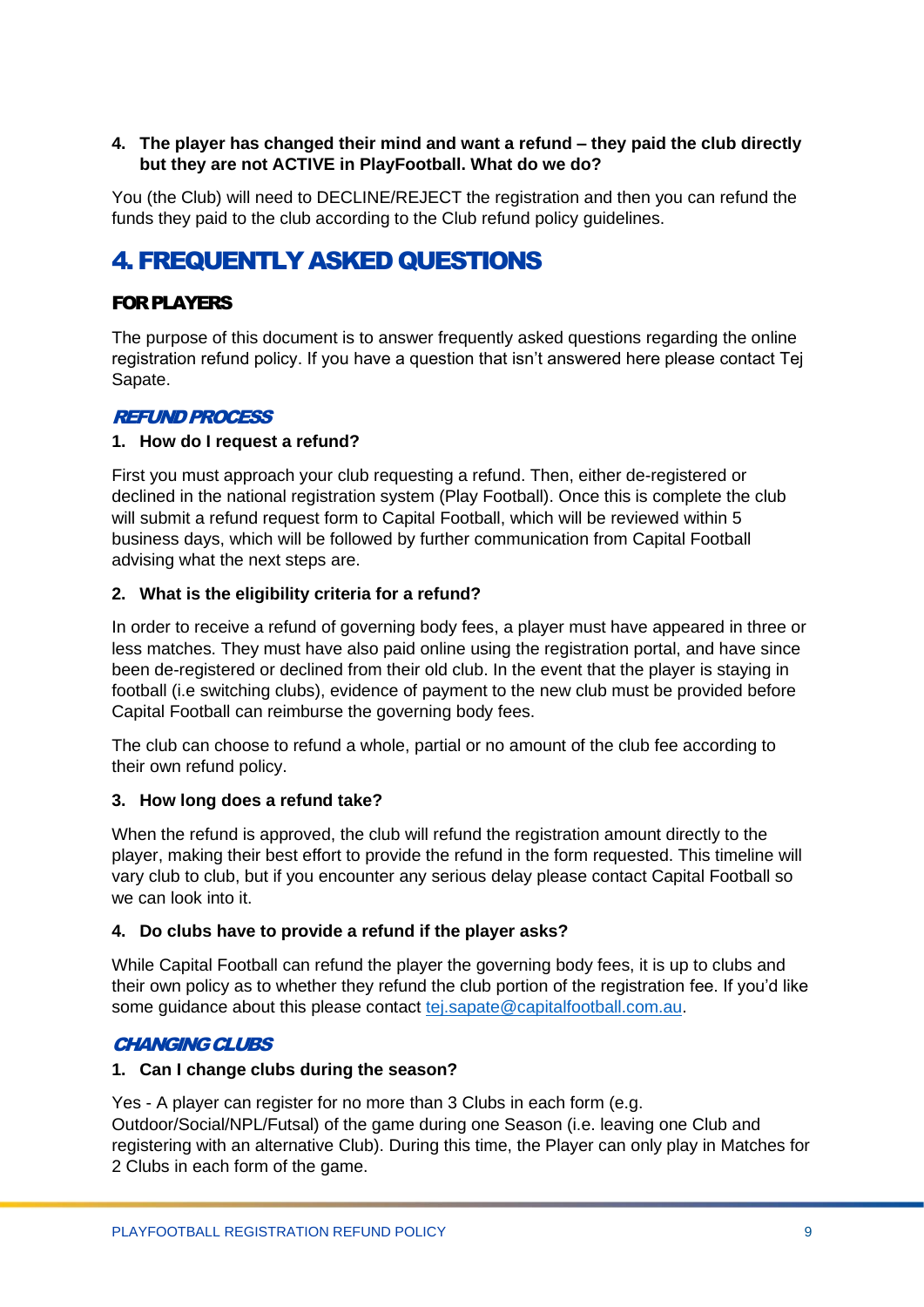4. **The player has changed their mind and want a refund – they paid the club directly but they are not ACTIVE in PlayFootball. What do we do?**

You (the Club) will need to DECLINE/REJECT the registration and then you can refund the funds they paid to the club according to the Club refund policy guidelines.

# 4. FREQUENTLY ASKED QUESTIONS

## FOR PLAYERS

The purpose of this document is to answer frequently asked questions regarding the online registration refund policy. If you have a question that isn't answered here please contact Tej Sapate.

### *REFUND PROCESS*

1. **How do I request a refund?**

First you must approach your club requesting a refund. Then, either de-registered or declined in the national registration system (Play Football). Once this is complete the club will submit a refund request form to Capital Football, which will be reviewed within 5 business days, which will be followed by further communication from Capital Football advising what the next steps are.

2. **What is the eligibility criteria for a refund?**

In order to receive a refund of governing body fees, a player must have appeared in three or less matches. They must have also paid online using the registration portal, and have since been de-registered or declined from their old club. In the event that the player is staying in football (i.e switching clubs), evidence of payment to the new club must be provided before Capital Football can reimburse the governing body fees.

The club can choose to refund a whole, partial or no amount of the club fee according to their own refund policy.

3. **How long does a refund take?**

When the refund is approved, the club will refund the registration amount directly to the player, making their best effort to provide the refund in the form requested. This timeline will vary club to club, but if you encounter any serious delay please contact Capital Football so we can look into it.

4. **Do clubs have to provide a refund if the player asks?**

While Capital Football can refund the player the governing body fees, it is up to clubs and their own policy as to whether they refund the club portion of the registration fee. If you'd like some guidance about this please contact tej.sapate@capitalfootball.com.au.

### *CHANGING CLUBS*

1. **Can I change clubs during the season?**

Yes - A player can register for no more than 3 Clubs in each form (e.g. Outdoor/Social/NPL/Futsal) of the game during one Season (i.e. leaving one Club and registering with an alternative Club). During this time, the Player can only play in Matches for 2 Clubs in each form of the game.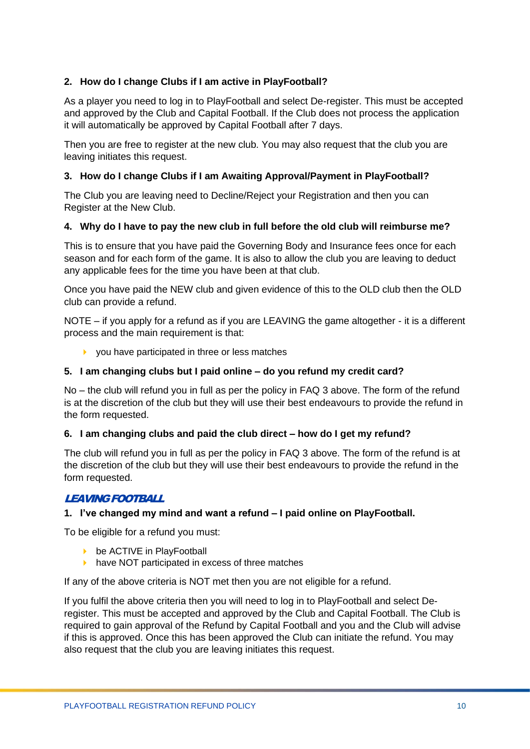### 2. How do I change Clubs if I am active in PlayFootball?

As a player you need to log in to PlayFootball and select De-register. This must be accepted and approved by the Club and Capital Football. If the Club does not process the application it will automatically be approved by Capital Football after 7 days.

Then you are free to register at the new club. You may also request that the club you are leaving initiates this request.

### 3. How do I change Clubs if I am Awaiting Approval/Payment in PlayFootball?

The Club you are leaving need to Decline/Reject your Registration and then you can Register at the New Club.

### 4. Why do I have to pay the new club in full before the old club will reimburse me?

This is to ensure that you have paid the Governing Body and Insurance fees once for each season and for each form of the game. It is also to allow the club you are leaving to deduct any applicable fees for the time you have been at that club.

Once you have paid the NEW club and given evidence of this to the OLD club then the OLD club can provide a refund.

NOTE – if you apply for a refund as if you are LEAVING the game altogether - it is a different process and the main requirement is that:

- you have participated in three or less matches

### 5. I am changing clubs but I paid online – do you refund my credit card?

No – the club will refund you in full as per the policy in FAQ 3 above. The form of the refund is at the discretion of the club but they will use their best endeavours to provide the refund in the form requested.

### 6. I am changing clubs and paid the club direct – how do I get my refund?

The club will refund you in full as per the policy in FAQ 3 above. The form of the refund is at the discretion of the club but they will use their best endeavours to provide the refund in the form requested.

## *LEAVING FOOTBALL*

### 1. I've changed my mind and want a refund – I paid online on PlayFootball.

To be eligible for a refund you must:

- be ACTIVE in PlayFootball
- have NOT participated in excess of three matches

If any of the above criteria is NOT met then you are not eligible for a refund.

If you fulfil the above criteria then you will need to log in to PlayFootball and select De-register. This must be accepted and approved by the Club and Capital Football. The Club is required to gain approval of the Refund by Capital Football and you and the Club will advise if this is approved. Once this has been approved the Club can initiate the refund. You may also request that the club you are leaving initiates this request.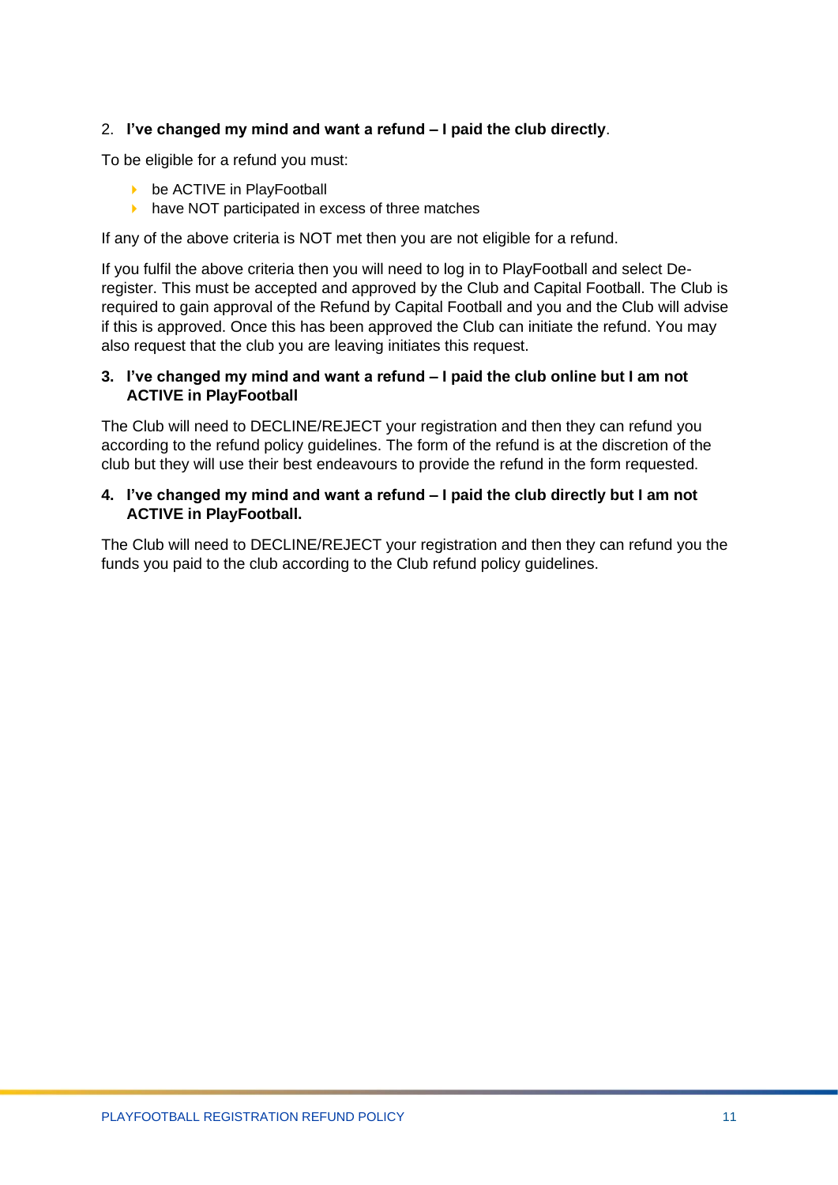2. **I've changed my mind and want a refund – I paid the club directly**.

To be eligible for a refund you must:

- be ACTIVE in PlayFootball
- have NOT participated in excess of three matches

If any of the above criteria is NOT met then you are not eligible for a refund.

If you fulfil the above criteria then you will need to log in to PlayFootball and select De-register. This must be accepted and approved by the Club and Capital Football. The Club is required to gain approval of the Refund by Capital Football and you and the Club will advise if this is approved. Once this has been approved the Club can initiate the refund. You may also request that the club you are leaving initiates this request.

3. **I've changed my mind and want a refund – I paid the club online but I am not ACTIVE in PlayFootball**

The Club will need to DECLINE/REJECT your registration and then they can refund you according to the refund policy guidelines. The form of the refund is at the discretion of the club but they will use their best endeavours to provide the refund in the form requested.

4. **I've changed my mind and want a refund – I paid the club directly but I am not ACTIVE in PlayFootball.**

The Club will need to DECLINE/REJECT your registration and then they can refund you the funds you paid to the club according to the Club refund policy guidelines.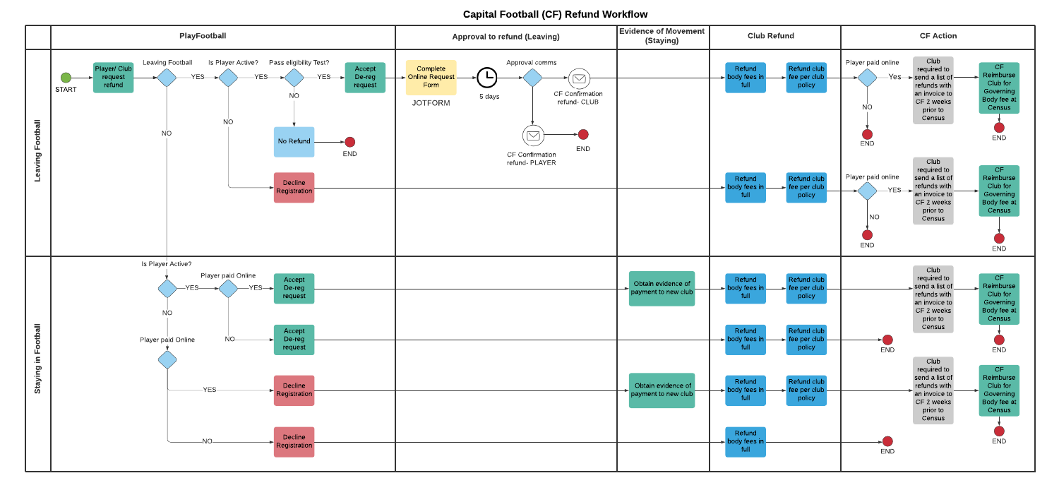# Capital Football (CF) Refund Workflow

PlayFootball

Approval to refund (Leaving)

Evidence of Movement (Staying)

Club Refund

CF Action

Leaving Football

START

Player/ Club request refund

Leaving Football

YES

Is Player Active?

YES

Pass eligibility Test?

YES

Accept De-reg request

NO

No Refund

END

NO

Decline Registration

NO

Complete Online Request Form

JOTFORM

5 days

Approval comms

CF Confirmation refund- CLUB

CF Confirmation refund- PLAYER

END

Refund body fees in full

Refund club fee per club policy

Player paid online

Yes

NO

END

Club required to send a list of refunds with an invoice to CF 2 weeks prior to Census

CF Reimburse Club for Governing Body fee at Census

END

Refund body fees in full

Refund club fee per club policy

Player paid online

YES

NO

END

Club required to send a list of refunds with an invoice to CF 2 weeks prior to Census

CF Reimburse Club for Governing Body fee at Census

END

Staying in Football

Is Player Active?

YES

Player paid Online

YES

Accept De-reg request

Obtain evidence of payment to new club

Refund body fees in full

Refund club fee per club policy

Club required to send a list of refunds with an invoice to CF 2 weeks prior to Census

CF Reimburse Club for Governing Body fee at Census

END

NO

Accept De-reg request

Refund body fees in full

Refund club fee per club policy

END

NO

Player paid Online

YES

Decline Registration

Obtain evidence of payment to new club

Refund body fees in full

Refund club fee per club policy

Club required to send a list of refunds with an invoice to CF 2 weeks prior to Census

CF Reimburse Club for Governing Body fee at Census

END

NO

Decline Registration

Refund body fees in full

END